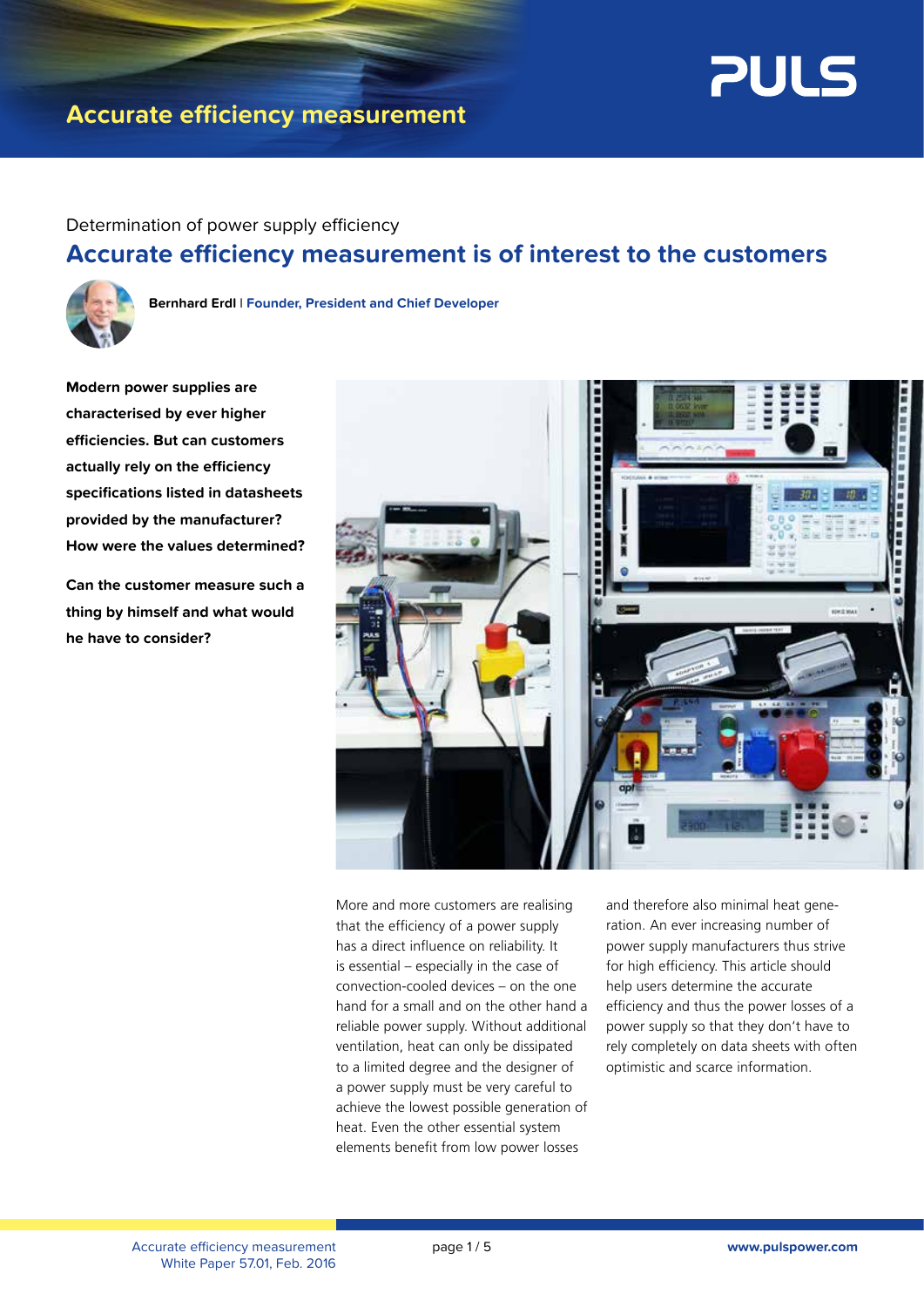# Accurate efficiency measurement

Determination of power supply efficiency

## Accurate efficiency measurement is of interest to the customers

**Bernhard Erdl** | Founder, President and Chief Developer

**Modern power supplies are characterised by ever higher efficiencies. But can customers actually rely on the efficiency specifications listed in datasheets provided by the manufacturer? How were the values determined?**

**Can the customer measure such a thing by himself and what would he have to consider?**

More and more customers are realising that the efficiency of a power supply has a direct influence on reliability. It is essential – especially in the case of convection-cooled devices – on the one hand a small and on the other hand a reliable power supply. Without additional ventilation, heat can only be dissipated to a limited degree and the designer of a power supply must be very careful to achieve the lowest possible generation of heat. Even the other essential system elements benefit from low power losses and therefore also minimal heat generation. An ever increasing number of power supply manufacturers thus strive for high efficiency. This article should help users determine the accurate efficiency and thus the power losses of a power supply so that they don't have to rely completely on data sheets with often optimistic and scarce information.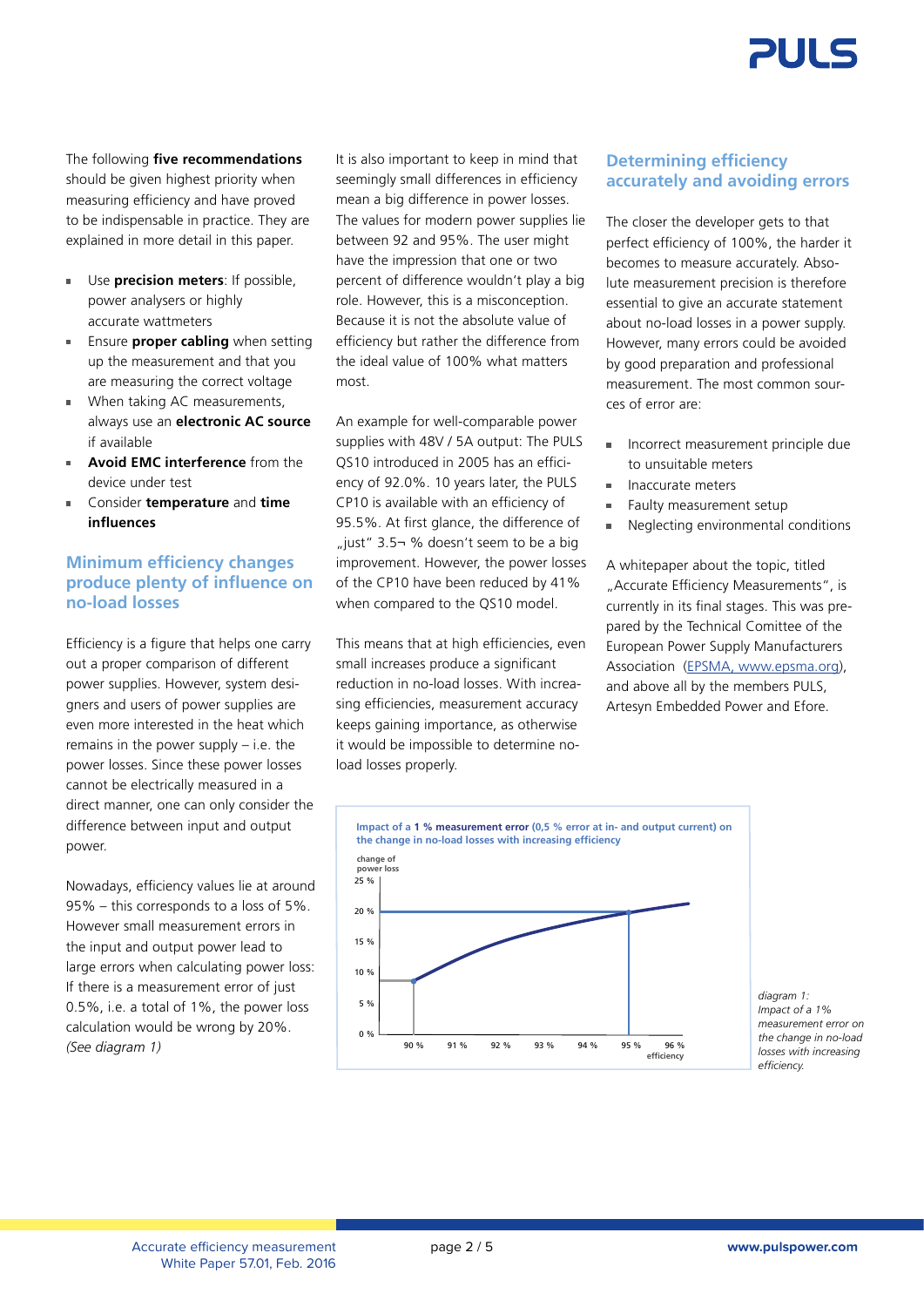The following **five recommendations** should be given highest priority when measuring efficiency and have proved to be indispensable in practice. They are explained in more detail in this paper.

- Use **precision meters**: If possible, power analysers or highly accurate wattmeters
- Ensure **proper cabling** when setting up the measurement and that you are measuring the correct voltage
- When taking AC measurements, always use an **electronic AC source** if available
- **Avoid EMC interference** from the device under test
- Consider **temperature** and **time influences**

## Minimum efficiency changes produce plenty of influence on no-load losses

Efficiency is a figure that helps one carry out a proper comparison of different power supplies. However, system designers and users of power supplies are even more interested in the heat which remains in the power supply – i.e. the power losses. Since these power losses cannot be electrically measured in a direct manner, one can only consider the difference between input and output power.

Nowadays, efficiency values lie at around 95% – this corresponds to a loss of 5%. However small measurement errors in the input and output power lead to large errors when calculating power loss: If there is a measurement error of just 0.5%, i.e. a total of 1%, the power loss calculation would be wrong by 20%. *(See diagram 1)*

It is also important to keep in mind that seemingly small differences in efficiency mean a big difference in power losses. The values for modern power supplies lie between 92 and 95%. The user might have the impression that one or two percent of difference wouldn't play a big role. However, this is a misconception. Because it is not the absolute value of efficiency but rather the difference from the ideal value of 100% what matters most.

An example for well-comparable power supplies with 48V / 5A output: The PULS QS10 introduced in 2005 has an efficiency of 92.0%. 10 years later, the PULS CP10 is available with an efficiency of 95.5%. At first glance, the difference of „just" 3.5¬ % doesn't seem to be a big improvement. However, the power losses of the CP10 have been reduced by 41% when compared to the QS10 model.

This means that at high efficiencies, even small increases produce a significant reduction in no-load losses. With increasing efficiencies, measurement accuracy keeps gaining importance, as otherwise it would be impossible to determine no-load losses properly.

## Determining efficiency accurately and avoiding errors

The closer the developer gets to that perfect efficiency of 100%, the harder it becomes to measure accurately. Absolute measurement precision is therefore essential to give an accurate statement about no-load losses in a power supply. However, many errors could be avoided by good preparation and professional measurement. The most common sources of error are:

- Incorrect measurement principle due to unsuitable meters
- Inaccurate meters
- Faulty measurement setup
- Neglecting environmental conditions

A whitepaper about the topic, titled „Accurate Efficiency Measurements", is currently in its final stages. This was prepared by the Technical Comittee of the European Power Supply Manufacturers Association (EPSMA, www.epsma.org), and above all by the members PULS, Artesyn Embedded Power and Efore.

**Impact of a 1 % measurement error** (0,5 % error at in- and output current) **on the change in no-load losses with increasing efficiency**

*diagram 1: Impact of a 1% measurement error on the change in no-load losses with increasing efficiency.*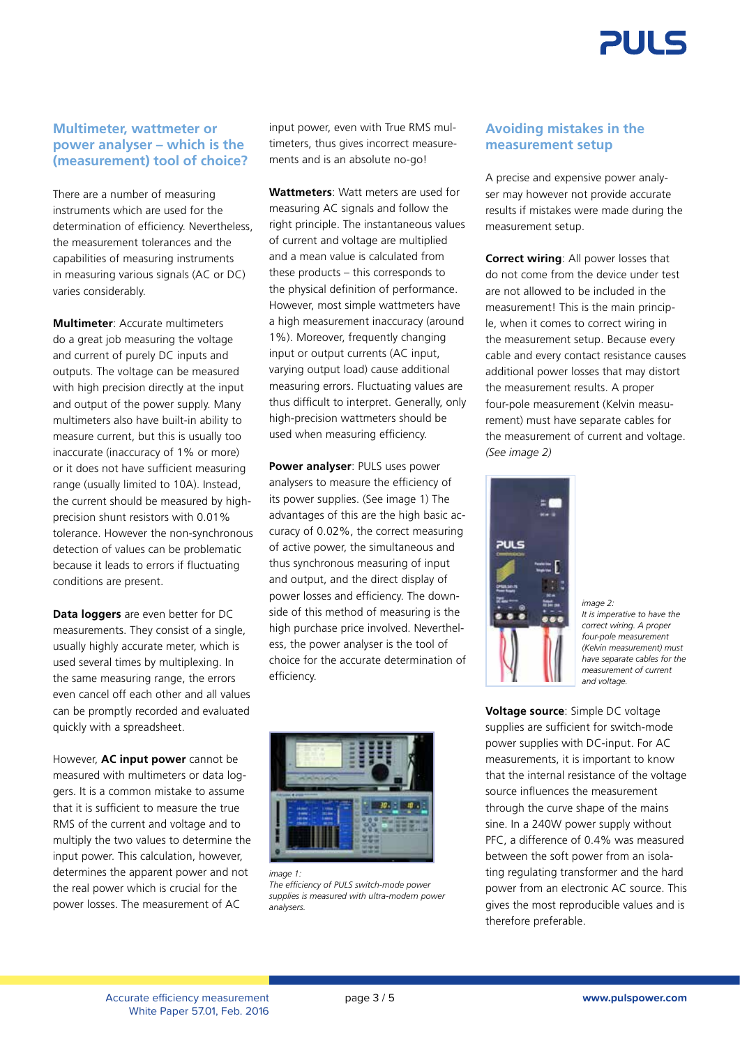## Multimeter, wattmeter or power analyser – which is the (measurement) tool of choice?

There are a number of measuring instruments which are used for the determination of efficiency. Nevertheless, the measurement tolerances and the capabilities of measuring instruments in measuring various signals (AC or DC) varies considerably.

**Multimeter**: Accurate multimeters do a great job measuring the voltage and current of purely DC inputs and outputs. The voltage can be measured with high precision directly at the input and output of the power supply. Many multimeters also have built-in ability to measure current, but this is usually too inaccurate (inaccuracy of 1% or more) or it does not have sufficient measuring range (usually limited to 10A). Instead, the current should be measured by high-precision shunt resistors with 0.01% tolerance. However the non-synchronous detection of values can be problematic because it leads to errors if fluctuating conditions are present.

**Data loggers** are even better for DC measurements. They consist of a single, usually highly accurate meter, which is used several times by multiplexing. In the same measuring range, the errors even cancel off each other and all values can be promptly recorded and evaluated quickly with a spreadsheet.

However, **AC input power** cannot be measured with multimeters or data loggers. It is a common mistake to assume that it is sufficient to measure the true RMS of the current and voltage and to multiply the two values to determine the input power. This calculation, however, determines the apparent power and not the real power which is crucial for the power losses. The measurement of AC input power, even with True RMS multimeters, thus gives incorrect measurements and is an absolute no-go!

**Wattmeters**: Watt meters are used for measuring AC signals and follow the right principle. The instantaneous values of current and voltage are multiplied and a mean value is calculated from these products – this corresponds to the physical definition of performance. However, most simple wattmeters have a high measurement inaccuracy (around 1%). Moreover, frequently changing input or output currents (AC input, varying output load) cause additional measuring errors. Fluctuating values are thus difficult to interpret. Generally, only high-precision wattmeters should be used when measuring efficiency.

**Power analyser**: PULS uses power analysers to measure the efficiency of its power supplies. (See image 1) The advantages of this are the high basic accuracy of 0.02%, the correct measuring of active power, the simultaneous and thus synchronous measuring of input and output, and the direct display of power losses and efficiency. The downside of this method of measuring is the high purchase price involved. Nevertheless, the power analyser is the tool of choice for the accurate determination of efficiency.

*image 1:*
*The efficiency of PULS switch-mode power supplies is measured with ultra-modern power analysers.*

## Avoiding mistakes in the measurement setup

A precise and expensive power analyser may however not provide accurate results if mistakes were made during the measurement setup.

**Correct wiring**: All power losses that do not come from the device under test are not allowed to be included in the measurement! This is the main principle, when it comes to correct wiring in the measurement setup. Because every cable and every contact resistance causes additional power losses that may distort the measurement results. A proper four-pole measurement (Kelvin measurement) must have separate cables for the measurement of current and voltage. *(See image 2)*

*image 2:*
*It is imperative to have the correct wiring. A proper four-pole measurement (Kelvin measurement) must have separate cables for the measurement of current and voltage.*

**Voltage source**: Simple DC voltage supplies are sufficient for switch-mode power supplies with DC-input. For AC measurements, it is important to know that the internal resistance of the voltage source influences the measurement through the curve shape of the mains sine. In a 240W power supply without PFC, a difference of 0.4% was measured between the soft power from an isolating regulating transformer and the hard power from an electronic AC source. This gives the most reproducible values and is therefore preferable.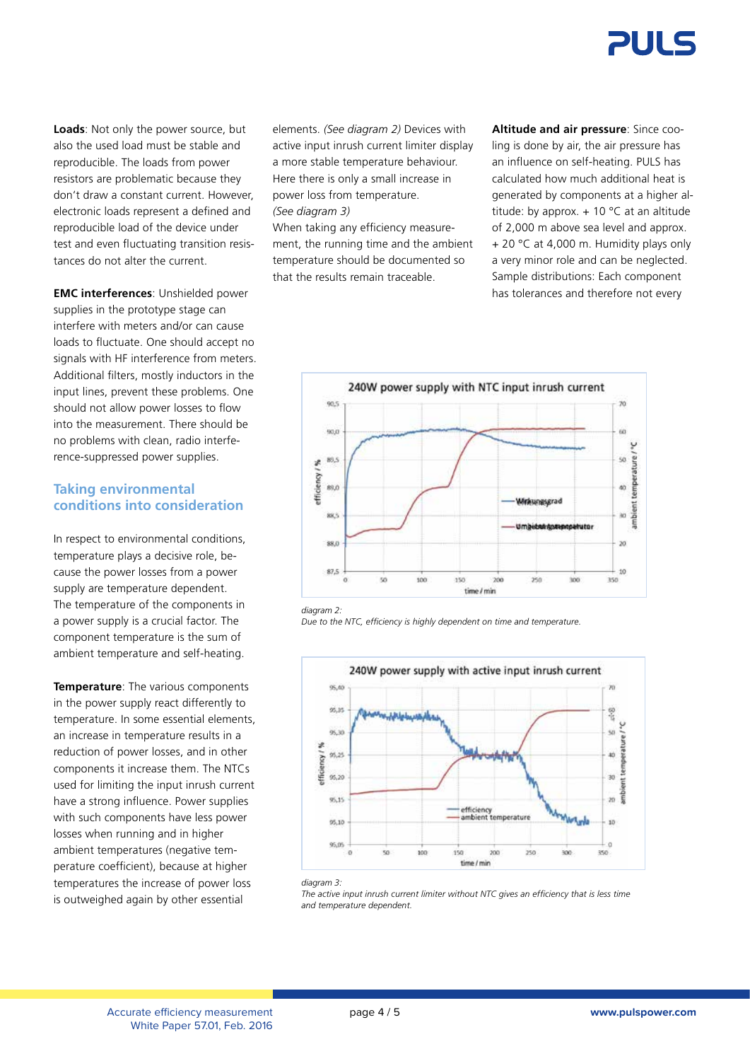**Loads**: Not only the power source, but also the used load must be stable and reproducible. The loads from power resistors are problematic because they don't draw a constant current. However, electronic loads represent a defined and reproducible load of the device under test and even fluctuating transition resistances do not alter the current.

**EMC interferences**: Unshielded power supplies in the prototype stage can interfere with meters and/or can cause loads to fluctuate. One should accept no signals with HF interference from meters. Additional filters, mostly inductors in the input lines, prevent these problems. One should not allow power losses to flow into the measurement. There should be no problems with clean, radio interference-suppressed power supplies.

## Taking environmental conditions into consideration

In respect to environmental conditions, temperature plays a decisive role, because the power losses from a power supply are temperature dependent. The temperature of the components in a power supply is a crucial factor. The component temperature is the sum of ambient temperature and self-heating.

**Temperature**: The various components in the power supply react differently to temperature. In some essential elements, an increase in temperature results in a reduction of power losses, and in other components it increase them. The NTCs used for limiting the input inrush current have a strong influence. Power supplies with such components have less power losses when running and in higher ambient temperatures (negative temperature coefficient), because at higher temperatures the increase of power loss is outweighed again by other essential elements. *(See diagram 2)* Devices with active input inrush current limiter display a more stable temperature behaviour. Here there is only a small increase in power loss from temperature. *(See diagram 3)*
When taking any efficiency measurement, the running time and the ambient temperature should be documented so that the results remain traceable.

**Altitude and air pressure**: Since cooling is done by air, the air pressure has an influence on self-heating. PULS has calculated how much additional heat is generated by components at a higher altitude: by approx. + 10 °C at an altitude of 2,000 m above sea level and approx. + 20 °C at 4,000 m. Humidity plays only a very minor role and can be neglected.
Sample distributions: Each component has tolerances and therefore not every

*diagram 2:*
*Due to the NTC, efficiency is highly dependent on time and temperature.*

*diagram 3:*
*The active input inrush current limiter without NTC gives an efficiency that is less time and temperature dependent.*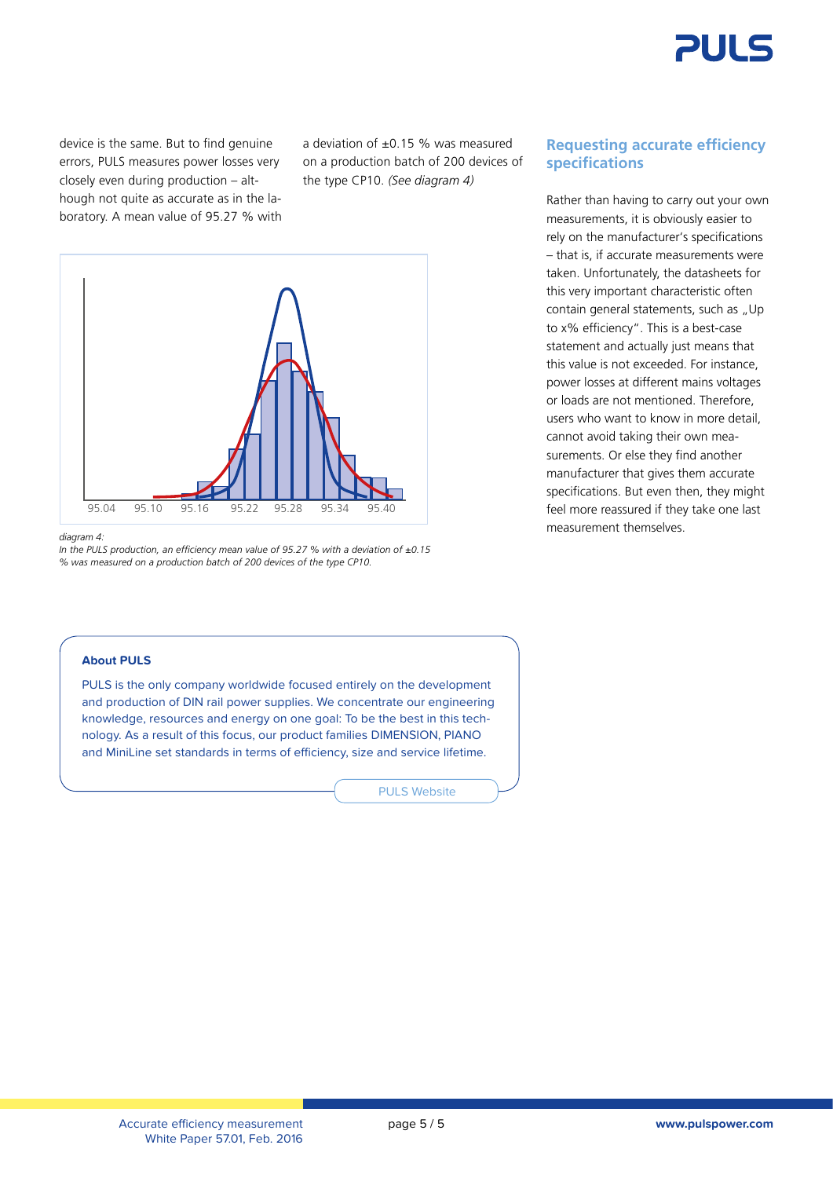device is the same. But to find genuine errors, PULS measures power losses very closely even during production – although not quite as accurate as in the laboratory. A mean value of 95.27 % with a deviation of ±0.15 % was measured on a production batch of 200 devices of the type CP10. *(See diagram 4)*

95.04 95.10 95.16 95.22 95.28 95.34 95.40

*diagram 4:*
*In the PULS production, an efficiency mean value of 95.27 % with a deviation of ±0.15 % was measured on a production batch of 200 devices of the type CP10.*

## Requesting accurate efficiency specifications

Rather than having to carry out your own measurements, it is obviously easier to rely on the manufacturer's specifications – that is, if accurate measurements were taken. Unfortunately, the datasheets for this very important characteristic often contain general statements, such as „Up to x% efficiency". This is a best-case statement and actually just means that this value is not exceeded. For instance, power losses at different mains voltages or loads are not mentioned. Therefore, users who want to know in more detail, cannot avoid taking their own measurements. Or else they find another manufacturer that gives them accurate specifications. But even then, they might feel more reassured if they take one last measurement themselves.

**About PULS**

PULS is the only company worldwide focused entirely on the development and production of DIN rail power supplies. We concentrate our engineering knowledge, resources and energy on one goal: To be the best in this technology. As a result of this focus, our product families DIMENSION, PIANO and MiniLine set standards in terms of efficiency, size and service lifetime.

PULS Website